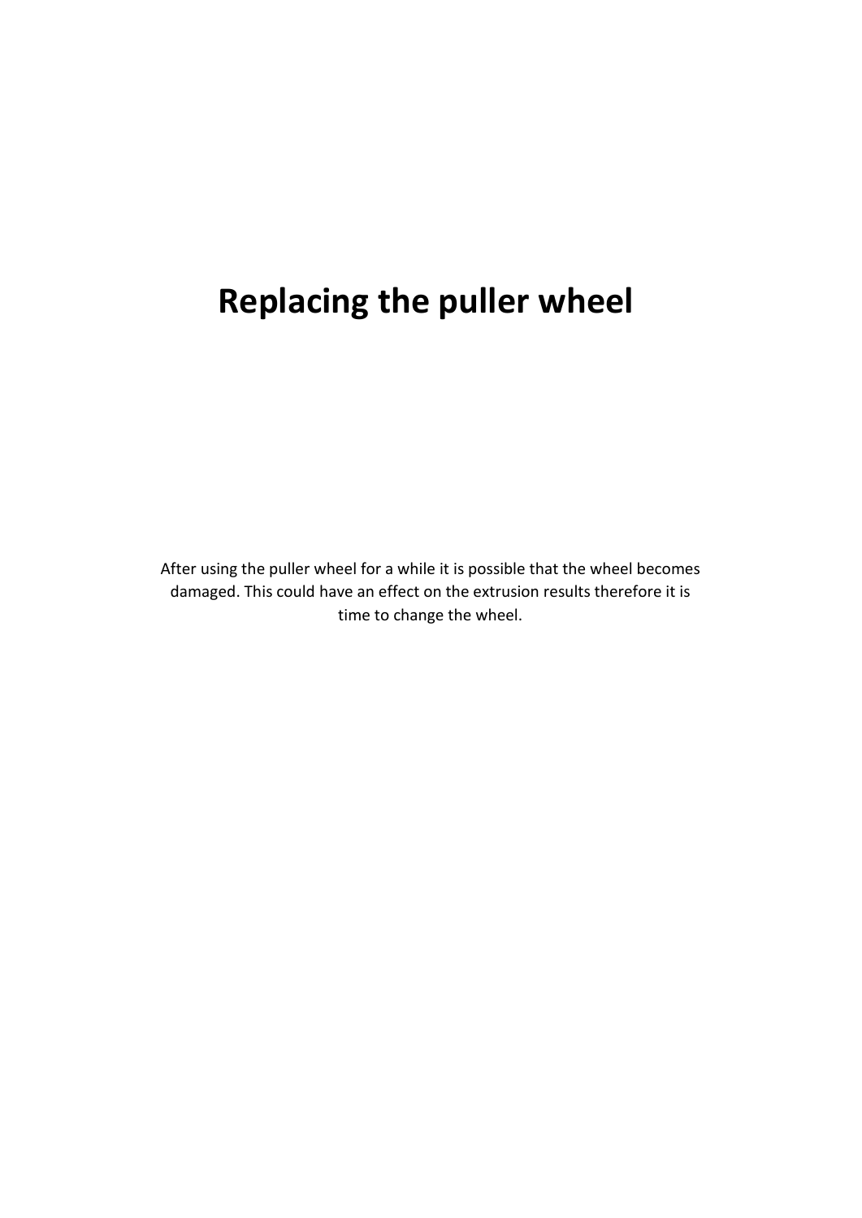# Replacing the puller wheel

After using the puller wheel for a while it is possible that the wheel becomes damaged. This could have an effect on the extrusion results therefore it is time to change the wheel.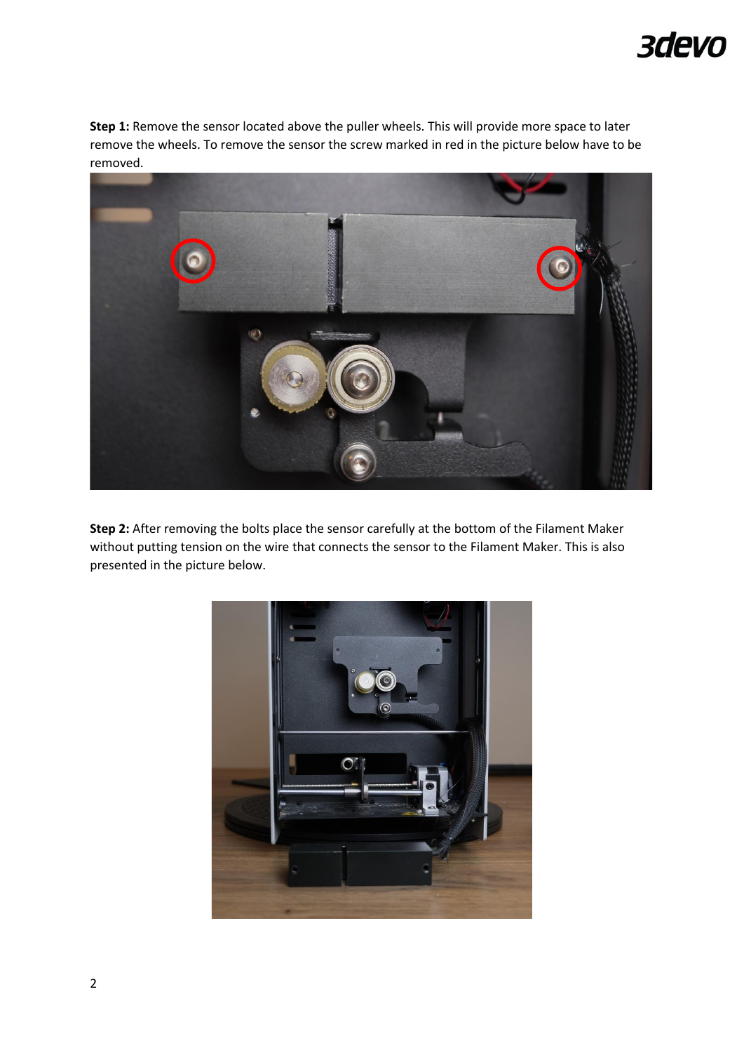**Step 1:** Remove the sensor located above the puller wheels. This will provide more space to later remove the wheels. To remove the sensor the screw marked in red in the picture below have to be removed.

**Step 2:** After removing the bolts place the sensor carefully at the bottom of the Filament Maker without putting tension on the wire that connects the sensor to the Filament Maker. This is also presented in the picture below.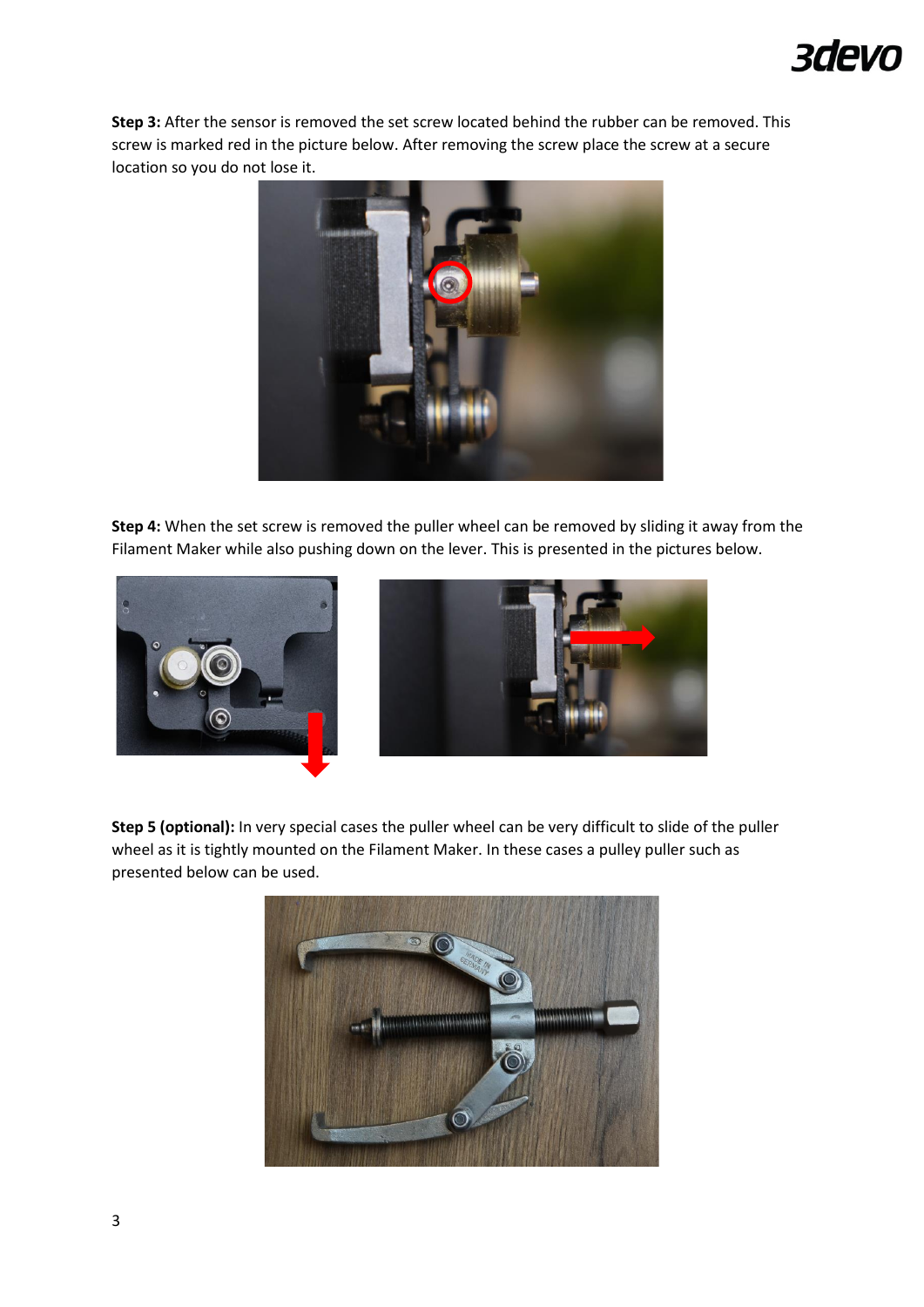**Step 3:** After the sensor is removed the set screw located behind the rubber can be removed. This screw is marked red in the picture below. After removing the screw place the screw at a secure location so you do not lose it.

**Step 4:** When the set screw is removed the puller wheel can be removed by sliding it away from the Filament Maker while also pushing down on the lever. This is presented in the pictures below.

**Step 5 (optional):** In very special cases the puller wheel can be very difficult to slide of the puller wheel as it is tightly mounted on the Filament Maker. In these cases a pulley puller such as presented below can be used.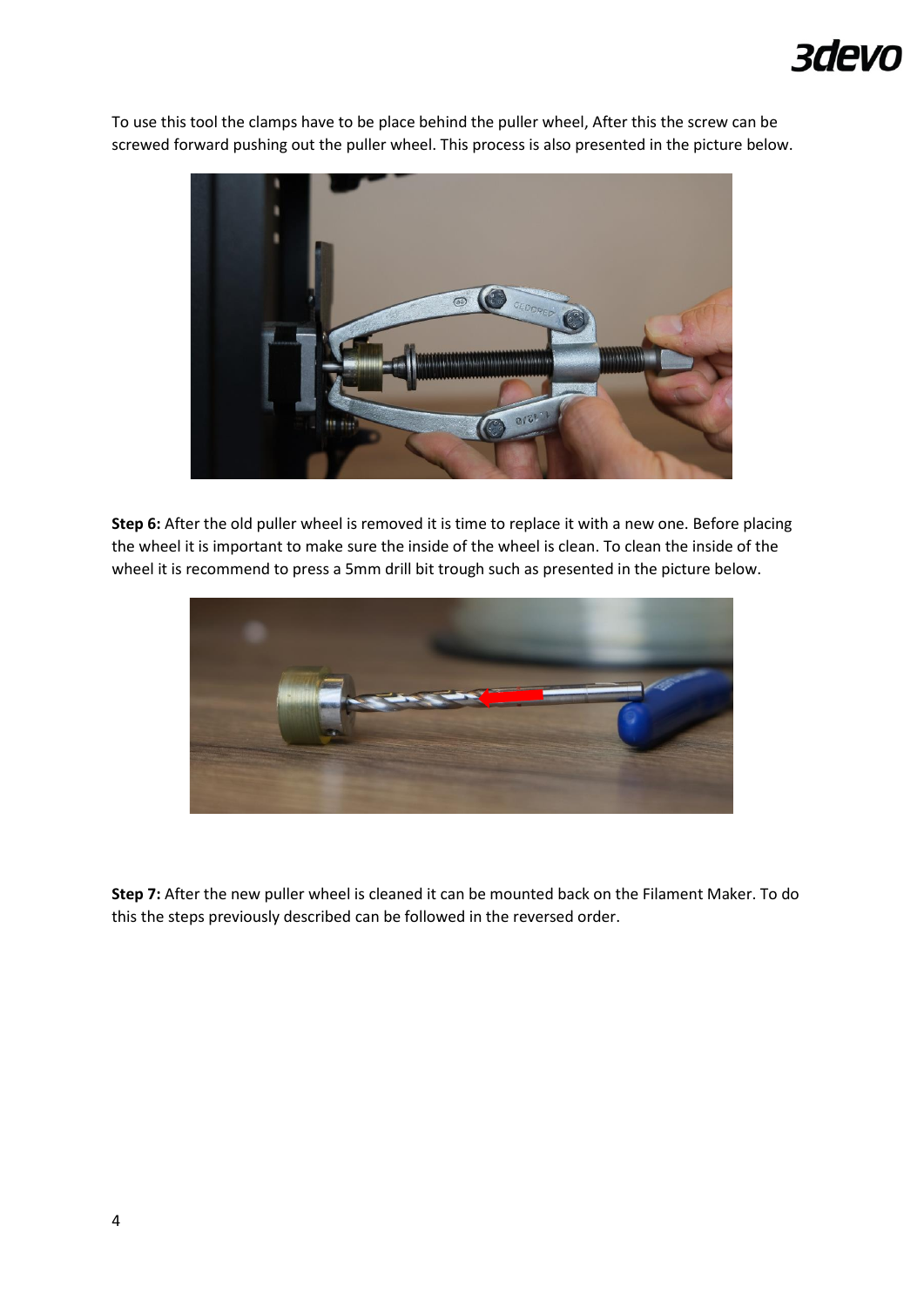To use this tool the clamps have to be place behind the puller wheel, After this the screw can be screwed forward pushing out the puller wheel. This process is also presented in the picture below.

**Step 6:** After the old puller wheel is removed it is time to replace it with a new one. Before placing the wheel it is important to make sure the inside of the wheel is clean. To clean the inside of the wheel it is recommend to press a 5mm drill bit trough such as presented in the picture below.

**Step 7:** After the new puller wheel is cleaned it can be mounted back on the Filament Maker. To do this the steps previously described can be followed in the reversed order.